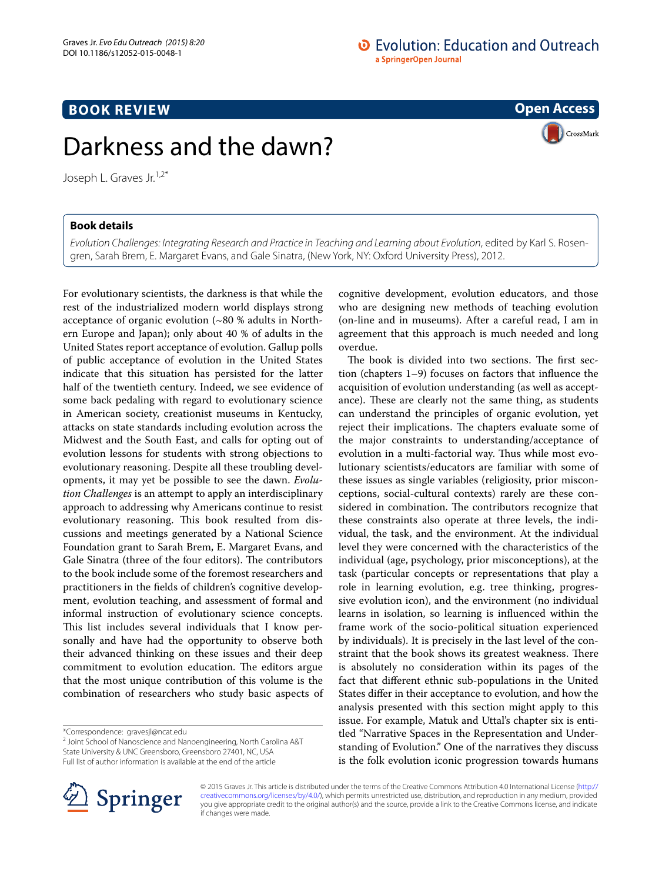BOOK REVIEW

Open Access

# Darkness and the dawn?

Joseph L. Graves Jr.[1,2*]

## Book details

*Evolution Challenges: Integrating Research and Practice in Teaching and Learning about Evolution*, edited by Karl S. Rosengren, Sarah Brem, E. Margaret Evans, and Gale Sinatra, (New York, NY: Oxford University Press), 2012.

For evolutionary scientists, the darkness is that while the rest of the industrialized modern world displays strong acceptance of organic evolution (~80 % adults in Northern Europe and Japan); only about 40 % of adults in the United States report acceptance of evolution. Gallup polls of public acceptance of evolution in the United States indicate that this situation has persisted for the latter half of the twentieth century. Indeed, we see evidence of some back pedaling with regard to evolutionary science in American society, creationist museums in Kentucky, attacks on state standards including evolution across the Midwest and the South East, and calls for opting out of evolution lessons for students with strong objections to evolutionary reasoning. Despite all these troubling developments, it may yet be possible to see the dawn. *Evolution Challenges* is an attempt to apply an interdisciplinary approach to addressing why Americans continue to resist evolutionary reasoning. This book resulted from discussions and meetings generated by a National Science Foundation grant to Sarah Brem, E. Margaret Evans, and Gale Sinatra (three of the four editors). The contributors to the book include some of the foremost researchers and practitioners in the fields of children's cognitive development, evolution teaching, and assessment of formal and informal instruction of evolutionary science concepts. This list includes several individuals that I know personally and have had the opportunity to observe both their advanced thinking on these issues and their deep commitment to evolution education. The editors argue that the most unique contribution of this volume is the combination of researchers who study basic aspects of cognitive development, evolution educators, and those who are designing new methods of teaching evolution (on-line and in museums). After a careful read, I am in agreement that this approach is much needed and long overdue.

The book is divided into two sections. The first section (chapters 1–9) focuses on factors that influence the acquisition of evolution understanding (as well as acceptance). These are clearly not the same thing, as students can understand the principles of organic evolution, yet reject their implications. The chapters evaluate some of the major constraints to understanding/acceptance of evolution in a multi-factorial way. Thus while most evolutionary scientists/educators are familiar with some of these issues as single variables (religiosity, prior misconceptions, social-cultural contexts) rarely are these considered in combination. The contributors recognize that these constraints also operate at three levels, the individual, the task, and the environment. At the individual level they were concerned with the characteristics of the individual (age, psychology, prior misconceptions), at the task (particular concepts or representations that play a role in learning evolution, e.g. tree thinking, progressive evolution icon), and the environment (no individual learns in isolation, so learning is influenced within the frame work of the socio-political situation experienced by individuals). It is precisely in the last level of the constraint that the book shows its greatest weakness. There is absolutely no consideration within its pages of the fact that different ethnic sub-populations in the United States differ in their acceptance to evolution, and how the analysis presented with this section might apply to this issue. For example, Matuk and Uttal's chapter six is entitled "Narrative Spaces in the Representation and Understanding of Evolution." One of the narratives they discuss is the folk evolution iconic progression towards humans

*Correspondence: gravesjl@ncat.edu
[2] Joint School of Nanoscience and Nanoengineering, North Carolina A&T State University & UNC Greensboro, Greensboro 27401, NC, USA
Full list of author information is available at the end of the article

© 2015 Graves Jr. This article is distributed under the terms of the Creative Commons Attribution 4.0 International License (http://creativecommons.org/licenses/by/4.0/), which permits unrestricted use, distribution, and reproduction in any medium, provided you give appropriate credit to the original author(s) and the source, provide a link to the Creative Commons license, and indicate if changes were made.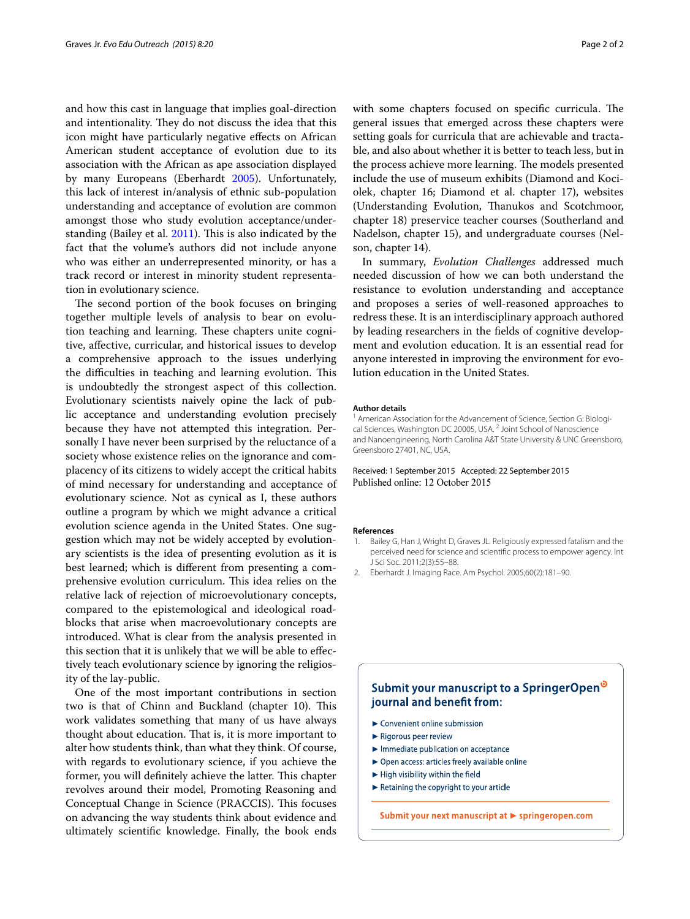and how this cast in language that implies goal-direction and intentionality. They do not discuss the idea that this icon might have particularly negative effects on African American student acceptance of evolution due to its association with the African as ape association displayed by many Europeans (Eberhardt 2005). Unfortunately, this lack of interest in/analysis of ethnic sub-population understanding and acceptance of evolution are common amongst those who study evolution acceptance/understanding (Bailey et al. 2011). This is also indicated by the fact that the volume's authors did not include anyone who was either an underrepresented minority, or has a track record or interest in minority student representation in evolutionary science.

The second portion of the book focuses on bringing together multiple levels of analysis to bear on evolution teaching and learning. These chapters unite cognitive, affective, curricular, and historical issues to develop a comprehensive approach to the issues underlying the difficulties in teaching and learning evolution. This is undoubtedly the strongest aspect of this collection. Evolutionary scientists naively opine the lack of public acceptance and understanding evolution precisely because they have not attempted this integration. Personally I have never been surprised by the reluctance of a society whose existence relies on the ignorance and complacency of its citizens to widely accept the critical habits of mind necessary for understanding and acceptance of evolutionary science. Not as cynical as I, these authors outline a program by which we might advance a critical evolution science agenda in the United States. One suggestion which may not be widely accepted by evolutionary scientists is the idea of presenting evolution as it is best learned; which is different from presenting a comprehensive evolution curriculum. This idea relies on the relative lack of rejection of microevolutionary concepts, compared to the epistemological and ideological roadblocks that arise when macroevolutionary concepts are introduced. What is clear from the analysis presented in this section that it is unlikely that we will be able to effectively teach evolutionary science by ignoring the religiosity of the lay-public.

One of the most important contributions in section two is that of Chinn and Buckland (chapter 10). This work validates something that many of us have always thought about education. That is, it is more important to alter how students think, than what they think. Of course, with regards to evolutionary science, if you achieve the former, you will definitely achieve the latter. This chapter revolves around their model, Promoting Reasoning and Conceptual Change in Science (PRACCIS). This focuses on advancing the way students think about evidence and ultimately scientific knowledge. Finally, the book ends with some chapters focused on specific curricula. The general issues that emerged across these chapters were setting goals for curricula that are achievable and tractable, and also about whether it is better to teach less, but in the process achieve more learning. The models presented include the use of museum exhibits (Diamond and Kociolek, chapter 16; Diamond et al. chapter 17), websites (Understanding Evolution, Thanukos and Scotchmoor, chapter 18) preservice teacher courses (Southerland and Nadelson, chapter 15), and undergraduate courses (Nelson, chapter 14).

In summary, *Evolution Challenges* addressed much needed discussion of how we can both understand the resistance to evolution understanding and acceptance and proposes a series of well-reasoned approaches to redress these. It is an interdisciplinary approach authored by leading researchers in the fields of cognitive development and evolution education. It is an essential read for anyone interested in improving the environment for evolution education in the United States.

**Author details**

[1] American Association for the Advancement of Science, Section G: Biological Sciences, Washington DC 20005, USA. [2] Joint School of Nanoscience and Nanoengineering, North Carolina A&T State University & UNC Greensboro, Greensboro 27401, NC, USA.

Received: 1 September 2015 Accepted: 22 September 2015
Published online: 12 October 2015

**References**

1. Bailey G, Han J, Wright D, Graves JL. Religiously expressed fatalism and the perceived need for science and scientific process to empower agency. Int J Sci Soc. 2011;2(3):55–88.
2. Eberhardt J. Imaging Race. Am Psychol. 2005;60(2):181–90.

**Submit your manuscript to a SpringerOpen journal and benefit from:**

- Convenient online submission
- Rigorous peer review
- Immediate publication on acceptance
- Open access: articles freely available online
- High visibility within the field
- Retaining the copyright to your article

Submit your next manuscript at ► springeropen.com